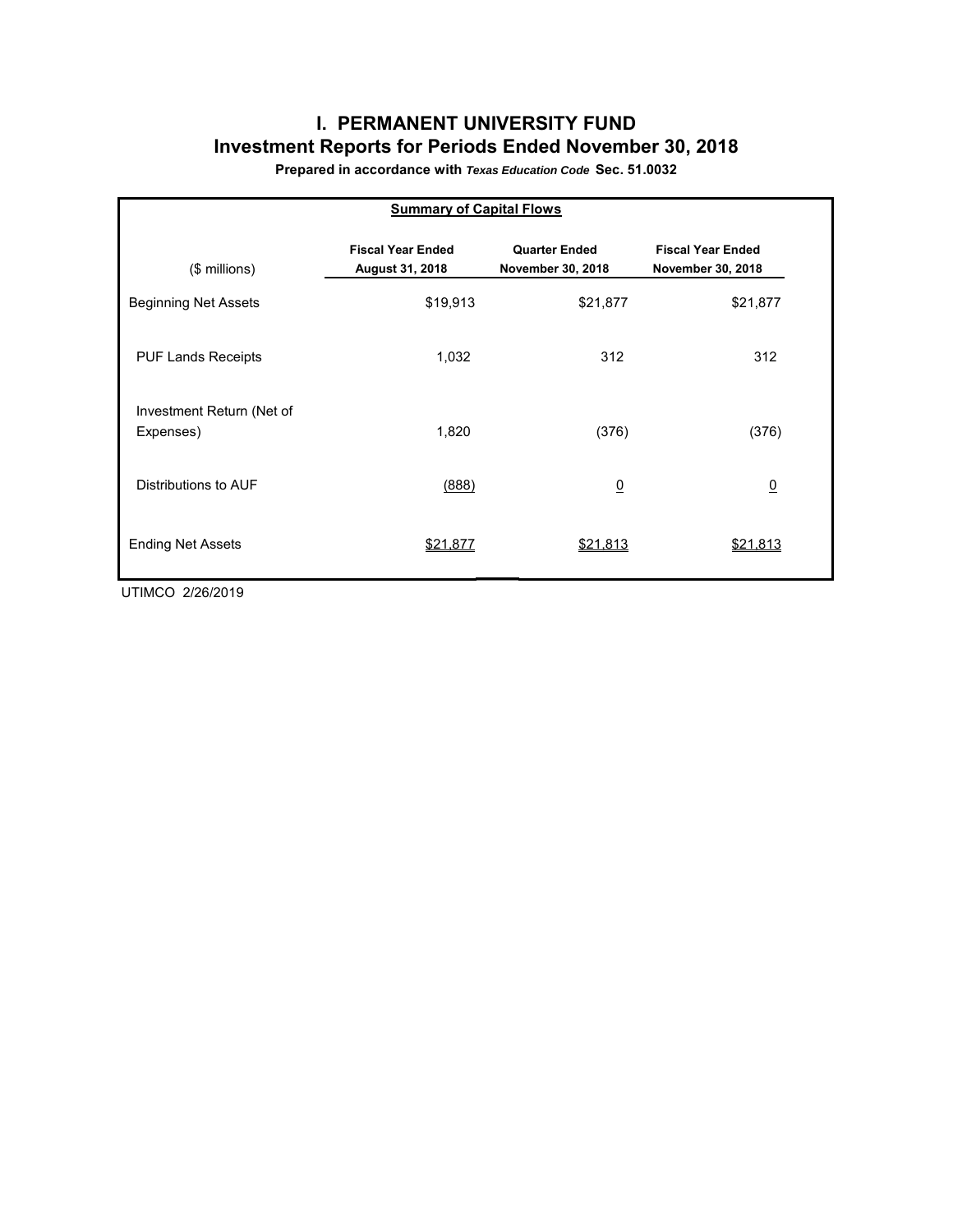# I. PERMANENT UNIVERSITY FUND

## Investment Reports for Periods Ended November 30, 2018

**Prepared in accordance with *Texas Education Code* Sec. 51.0032**

**Summary of Capital Flows**

| ($ millions) | Fiscal Year Ended August 31, 2018 | Quarter Ended November 30, 2018 | Fiscal Year Ended November 30, 2018 |
|---|---|---|---|
| Beginning Net Assets | $19,913 | $21,877 | $21,877 |
| PUF Lands Receipts | 1,032 | 312 | 312 |
| Investment Return (Net of Expenses) | 1,820 | (376) | (376) |
| Distributions to AUF | (888) | 0 | 0 |
| Ending Net Assets | $21,877 | $21,813 | $21,813 |

UTIMCO 2/26/2019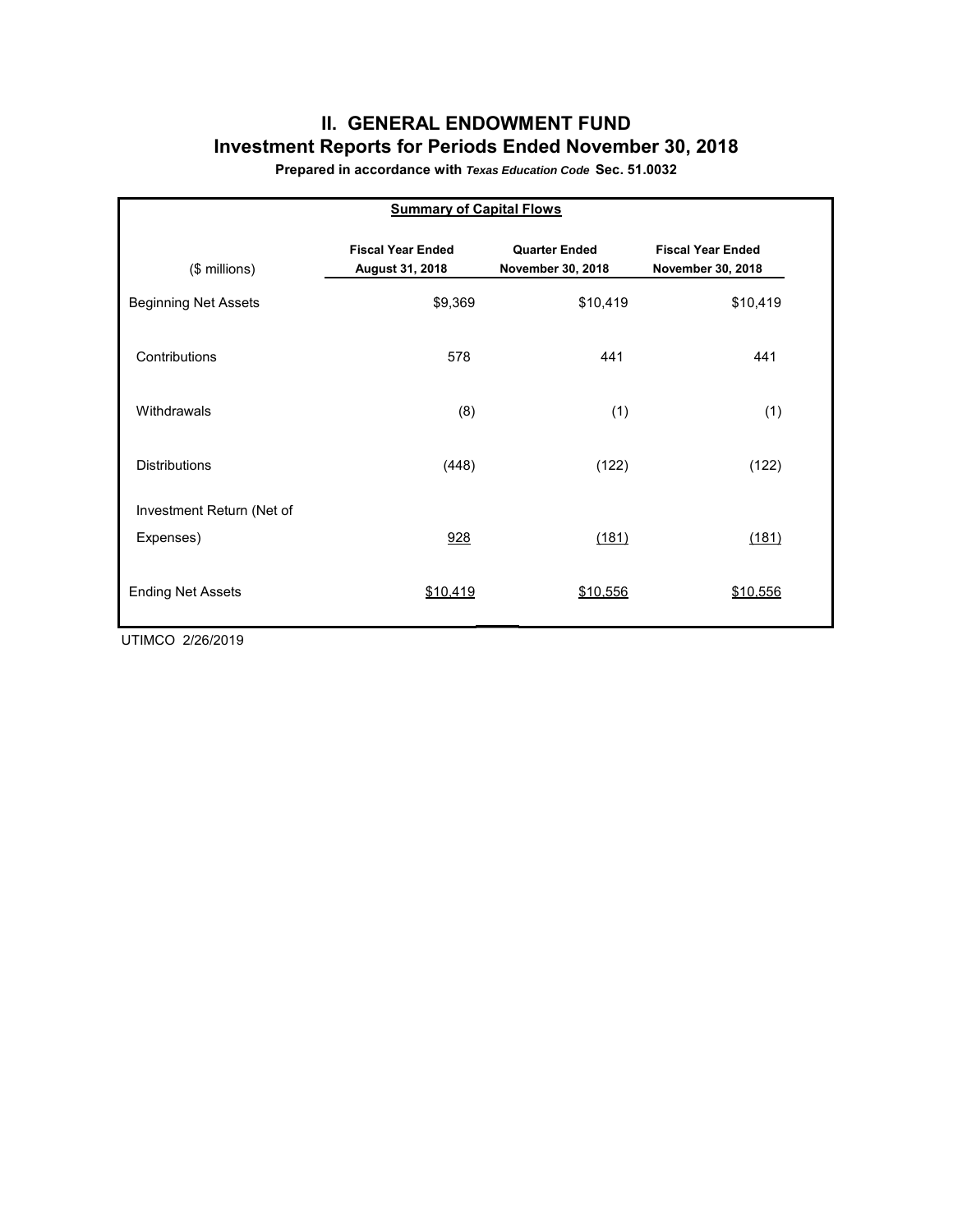# II. GENERAL ENDOWMENT FUND

## Investment Reports for Periods Ended November 30, 2018

**Prepared in accordance with *Texas Education Code* Sec. 51.0032**

**Summary of Capital Flows**

| ($ millions) | Fiscal Year Ended August 31, 2018 | Quarter Ended November 30, 2018 | Fiscal Year Ended November 30, 2018 |
|---|---|---|---|
| Beginning Net Assets | $9,369 | $10,419 | $10,419 |
| Contributions | 578 | 441 | 441 |
| Withdrawals | (8) | (1) | (1) |
| Distributions | (448) | (122) | (122) |
| Investment Return (Net of Expenses) | 928 | (181) | (181) |
| Ending Net Assets | $10,419 | $10,556 | $10,556 |

UTIMCO 2/26/2019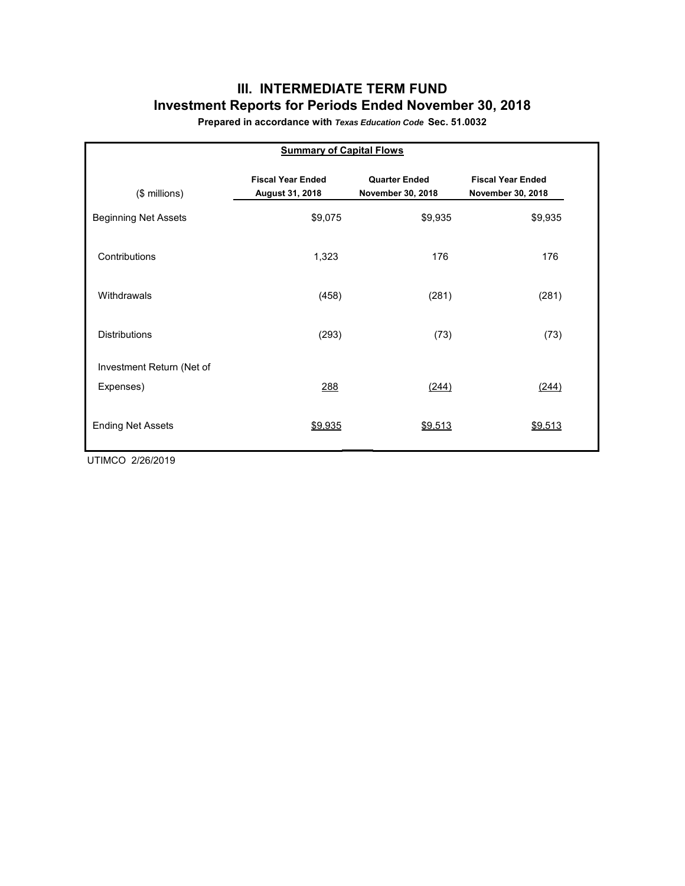# III. INTERMEDIATE TERM FUND

## Investment Reports for Periods Ended November 30, 2018

**Prepared in accordance with *Texas Education Code* Sec. 51.0032**

**Summary of Capital Flows**

| ($ millions) | Fiscal Year Ended August 31, 2018 | Quarter Ended November 30, 2018 | Fiscal Year Ended November 30, 2018 |
|---|---|---|---|
| Beginning Net Assets | $9,075 | $9,935 | $9,935 |
| Contributions | 1,323 | 176 | 176 |
| Withdrawals | (458) | (281) | (281) |
| Distributions | (293) | (73) | (73) |
| Investment Return (Net of Expenses) | 288 | (244) | (244) |
| Ending Net Assets | $9,935 | $9,513 | $9,513 |

UTIMCO 2/26/2019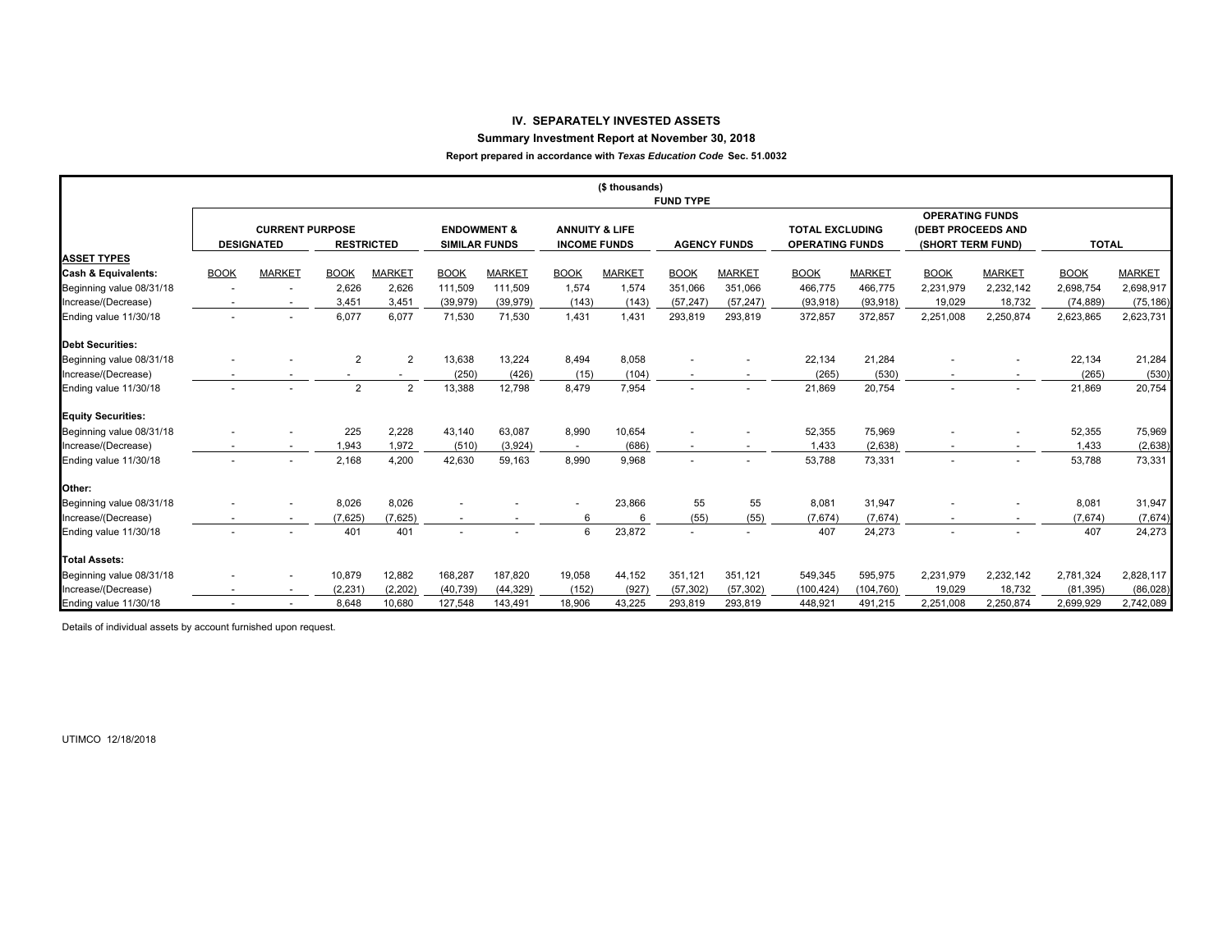# IV. SEPARATELY INVESTED ASSETS

## Summary Investment Report at November 30, 2018

**Report prepared in accordance with *Texas Education Code* Sec. 51.0032**

($ thousands)

| | FUND TYPE | | | | | | | | | | | | | | | |
|---|---|---|---|---|---|---|---|---|---|---|---|---|---|---|---|---|
| | CURRENT PURPOSE | | | | ENDOWMENT & SIMILAR FUNDS | | ANNUITY & LIFE INCOME FUNDS | | AGENCY FUNDS | | TOTAL EXCLUDING OPERATING FUNDS | | OPERATING FUNDS (DEBT PROCEEDS AND (SHORT TERM FUND) | | TOTAL | |
| | DESIGNATED | | RESTRICTED | | | | | | | | | | | | | |
| **ASSET TYPES** | | | | | | | | | | | | | | | | |
| **Cash & Equivalents:** | BOOK | MARKET | BOOK | MARKET | BOOK | MARKET | BOOK | MARKET | BOOK | MARKET | BOOK | MARKET | BOOK | MARKET | BOOK | MARKET |
| Beginning value 08/31/18 | - | - | 2,626 | 2,626 | 111,509 | 111,509 | 1,574 | 1,574 | 351,066 | 351,066 | 466,775 | 466,775 | 2,231,979 | 2,232,142 | 2,698,754 | 2,698,917 |
| Increase/(Decrease) | - | - | 3,451 | 3,451 | (39,979) | (39,979) | (143) | (143) | (57,247) | (57,247) | (93,918) | (93,918) | 19,029 | 18,732 | (74,889) | (75,186) |
| Ending value 11/30/18 | - | - | 6,077 | 6,077 | 71,530 | 71,530 | 1,431 | 1,431 | 293,819 | 293,819 | 372,857 | 372,857 | 2,251,008 | 2,250,874 | 2,623,865 | 2,623,731 |
| **Debt Securities:** | | | | | | | | | | | | | | | | |
| Beginning value 08/31/18 | - | - | 2 | 2 | 13,638 | 13,224 | 8,494 | 8,058 | - | - | 22,134 | 21,284 | - | - | 22,134 | 21,284 |
| Increase/(Decrease) | - | - | - | - | (250) | (426) | (15) | (104) | - | - | (265) | (530) | - | - | (265) | (530) |
| Ending value 11/30/18 | - | - | 2 | 2 | 13,388 | 12,798 | 8,479 | 7,954 | - | - | 21,869 | 20,754 | - | - | 21,869 | 20,754 |
| **Equity Securities:** | | | | | | | | | | | | | | | | |
| Beginning value 08/31/18 | - | - | 225 | 2,228 | 43,140 | 63,087 | 8,990 | 10,654 | - | - | 52,355 | 75,969 | - | - | 52,355 | 75,969 |
| Increase/(Decrease) | - | - | 1,943 | 1,972 | (510) | (3,924) | - | (686) | - | - | 1,433 | (2,638) | - | - | 1,433 | (2,638) |
| Ending value 11/30/18 | - | - | 2,168 | 4,200 | 42,630 | 59,163 | 8,990 | 9,968 | - | - | 53,788 | 73,331 | - | - | 53,788 | 73,331 |
| **Other:** | | | | | | | | | | | | | | | | |
| Beginning value 08/31/18 | - | - | 8,026 | 8,026 | - | - | - | 23,866 | 55 | 55 | 8,081 | 31,947 | - | - | 8,081 | 31,947 |
| Increase/(Decrease) | - | - | (7,625) | (7,625) | - | - | 6 | 6 | (55) | (55) | (7,674) | (7,674) | - | - | (7,674) | (7,674) |
| Ending value 11/30/18 | - | - | 401 | 401 | - | - | 6 | 23,872 | - | - | 407 | 24,273 | - | - | 407 | 24,273 |
| **Total Assets:** | | | | | | | | | | | | | | | | |
| Beginning value 08/31/18 | - | - | 10,879 | 12,882 | 168,287 | 187,820 | 19,058 | 44,152 | 351,121 | 351,121 | 549,345 | 595,975 | 2,231,979 | 2,232,142 | 2,781,324 | 2,828,117 |
| Increase/(Decrease) | - | - | (2,231) | (2,202) | (40,739) | (44,329) | (152) | (927) | (57,302) | (57,302) | (100,424) | (104,760) | 19,029 | 18,732 | (81,395) | (86,028) |
| Ending value 11/30/18 | - | - | 8,648 | 10,680 | 127,548 | 143,491 | 18,906 | 43,225 | 293,819 | 293,819 | 448,921 | 491,215 | 2,251,008 | 2,250,874 | 2,699,929 | 2,742,089 |

Details of individual assets by account furnished upon request.

UTIMCO 12/18/2018